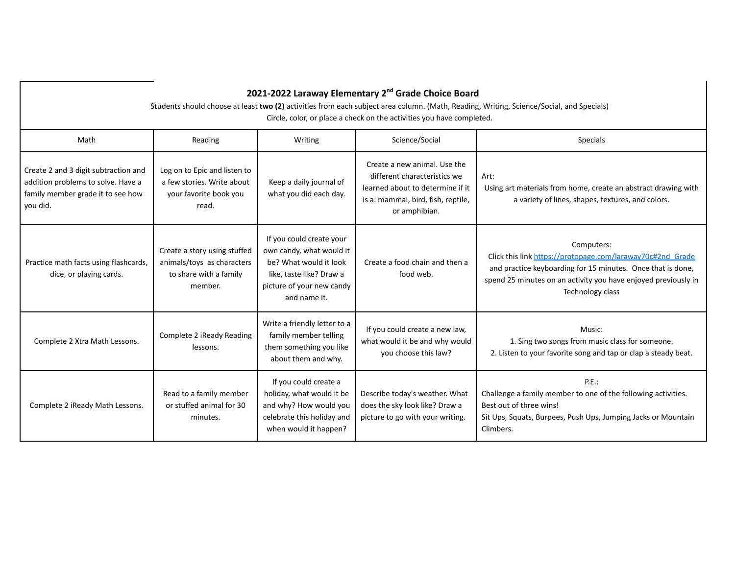# 2021-2022 Laraway Elementary 2nd Grade Choice Board

Students should choose at least **two (2)** activities from each subject area column. (Math, Reading, Writing, Science/Social, and Specials)

Circle, color, or place a check on the activities you have completed.

| Math | Reading | Writing | Science/Social | Specials |
| --- | --- | --- | --- | --- |
| Create 2 and 3 digit subtraction and addition problems to solve. Have a family member grade it to see how you did. | Log on to Epic and listen to a few stories. Write about your favorite book you read. | Keep a daily journal of what you did each day. | Create a new animal. Use the different characteristics we learned about to determine if it is a: mammal, bird, fish, reptile, or amphibian. | Art: Using art materials from home, create an abstract drawing with a variety of lines, shapes, textures, and colors. |
| Practice math facts using flashcards, dice, or playing cards. | Create a story using stuffed animals/toys as characters to share with a family member. | If you could create your own candy, what would it be? What would it look like, taste like? Draw a picture of your new candy and name it. | Create a food chain and then a food web. | Computers: Click this link [https://protopage.com/laraway70c#2nd_Grade](https://protopage.com/laraway70c#2nd_Grade) and practice keyboarding for 15 minutes. Once that is done, spend 25 minutes on an activity you have enjoyed previously in Technology class |
| Complete 2 Xtra Math Lessons. | Complete 2 iReady Reading lessons. | Write a friendly letter to a family member telling them something you like about them and why. | If you could create a new law, what would it be and why would you choose this law? | Music: 1. Sing two songs from music class for someone. 2. Listen to your favorite song and tap or clap a steady beat. |
| Complete 2 iReady Math Lessons. | Read to a family member or stuffed animal for 30 minutes. | If you could create a holiday, what would it be and why? How would you celebrate this holiday and when would it happen? | Describe today's weather. What does the sky look like? Draw a picture to go with your writing. | P.E.: Challenge a family member to one of the following activities. Best out of three wins! Sit Ups, Squats, Burpees, Push Ups, Jumping Jacks or Mountain Climbers. |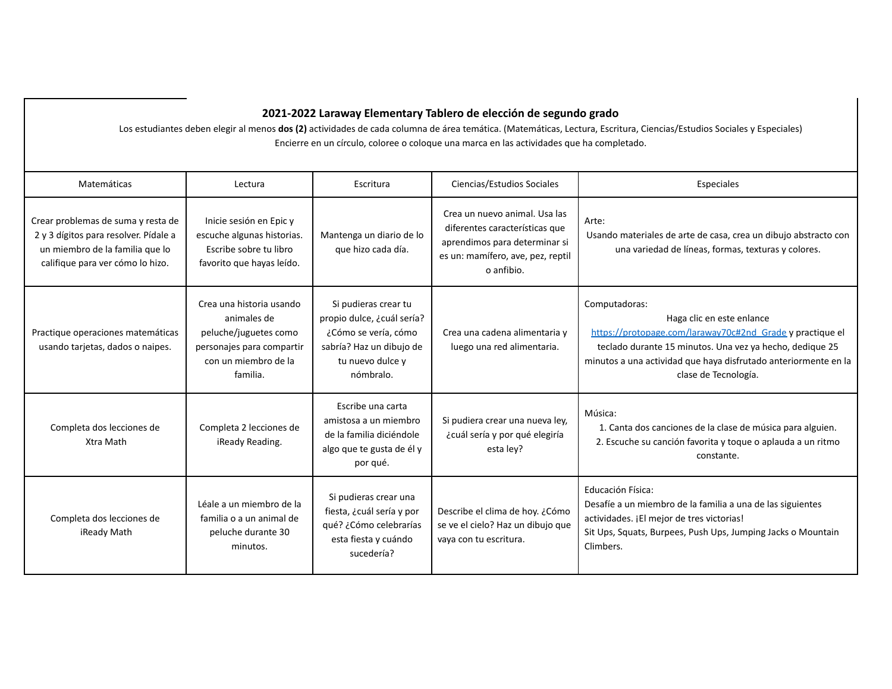## 2021-2022 Laraway Elementary Tablero de elección de segundo grado

Los estudiantes deben elegir al menos **dos (2)** actividades de cada columna de área temática. (Matemáticas, Lectura, Escritura, Ciencias/Estudios Sociales y Especiales)

Encierre en un círculo, coloree o coloque una marca en las actividades que ha completado.

| Matemáticas | Lectura | Escritura | Ciencias/Estudios Sociales | Especiales |
|---|---|---|---|---|
| Crear problemas de suma y resta de 2 y 3 dígitos para resolver. Pídale a un miembro de la familia que lo califique para ver cómo lo hizo. | Inicie sesión en Epic y escuche algunas historias. Escribe sobre tu libro favorito que hayas leído. | Mantenga un diario de lo que hizo cada día. | Crea un nuevo animal. Usa las diferentes características que aprendimos para determinar si es un: mamífero, ave, pez, reptil o anfibio. | Arte: Usando materiales de arte de casa, crea un dibujo abstracto con una variedad de líneas, formas, texturas y colores. |
| Practique operaciones matemáticas usando tarjetas, dados o naipes. | Crea una historia usando animales de peluche/juguetes como personajes para compartir con un miembro de la familia. | Si pudieras crear tu propio dulce, ¿cuál sería? ¿Cómo se vería, cómo sabría? Haz un dibujo de tu nuevo dulce y nómbralo. | Crea una cadena alimentaria y luego una red alimentaria. | Computadoras: Haga clic en este enlance https://protopage.com/laraway70c#2nd_Grade y practique el teclado durante 15 minutos. Una vez ya hecho, dedique 25 minutos a una actividad que haya disfrutado anteriormente en la clase de Tecnología. |
| Completa dos lecciones de Xtra Math | Completa 2 lecciones de iReady Reading. | Escribe una carta amistosa a un miembro de la familia diciéndole algo que te gusta de él y por qué. | Si pudiera crear una nueva ley, ¿cuál sería y por qué elegiría esta ley? | Música: 1. Canta dos canciones de la clase de música para alguien. 2. Escuche su canción favorita y toque o aplauda a un ritmo constante. |
| Completa dos lecciones de iReady Math | Léale a un miembro de la familia o a un animal de peluche durante 30 minutos. | Si pudieras crear una fiesta, ¿cuál sería y por qué? ¿Cómo celebrarías esta fiesta y cuándo sucedería? | Describe el clima de hoy. ¿Cómo se ve el cielo? Haz un dibujo que vaya con tu escritura. | Educación Física: Desafíe a un miembro de la familia a una de las siguientes actividades. ¡El mejor de tres victorias! Sit Ups, Squats, Burpees, Push Ups, Jumping Jacks o Mountain Climbers. |